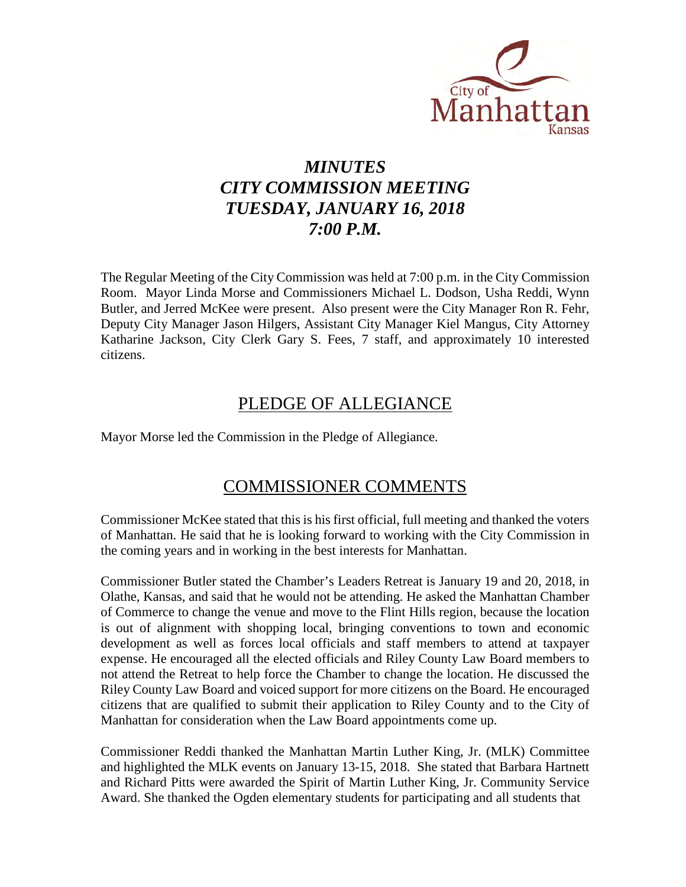# *MINUTES*
# *CITY COMMISSION MEETING*
# *TUESDAY, JANUARY 16, 2018*
# *7:00 P.M.*

The Regular Meeting of the City Commission was held at 7:00 p.m. in the City Commission Room. Mayor Linda Morse and Commissioners Michael L. Dodson, Usha Reddi, Wynn Butler, and Jerred McKee were present. Also present were the City Manager Ron R. Fehr, Deputy City Manager Jason Hilgers, Assistant City Manager Kiel Mangus, City Attorney Katharine Jackson, City Clerk Gary S. Fees, 7 staff, and approximately 10 interested citizens.

## PLEDGE OF ALLEGIANCE

Mayor Morse led the Commission in the Pledge of Allegiance.

## COMMISSIONER COMMENTS

Commissioner McKee stated that this is his first official, full meeting and thanked the voters of Manhattan. He said that he is looking forward to working with the City Commission in the coming years and in working in the best interests for Manhattan.

Commissioner Butler stated the Chamber's Leaders Retreat is January 19 and 20, 2018, in Olathe, Kansas, and said that he would not be attending. He asked the Manhattan Chamber of Commerce to change the venue and move to the Flint Hills region, because the location is out of alignment with shopping local, bringing conventions to town and economic development as well as forces local officials and staff members to attend at taxpayer expense. He encouraged all the elected officials and Riley County Law Board members to not attend the Retreat to help force the Chamber to change the location. He discussed the Riley County Law Board and voiced support for more citizens on the Board. He encouraged citizens that are qualified to submit their application to Riley County and to the City of Manhattan for consideration when the Law Board appointments come up.

Commissioner Reddi thanked the Manhattan Martin Luther King, Jr. (MLK) Committee and highlighted the MLK events on January 13-15, 2018. She stated that Barbara Hartnett and Richard Pitts were awarded the Spirit of Martin Luther King, Jr. Community Service Award. She thanked the Ogden elementary students for participating and all students that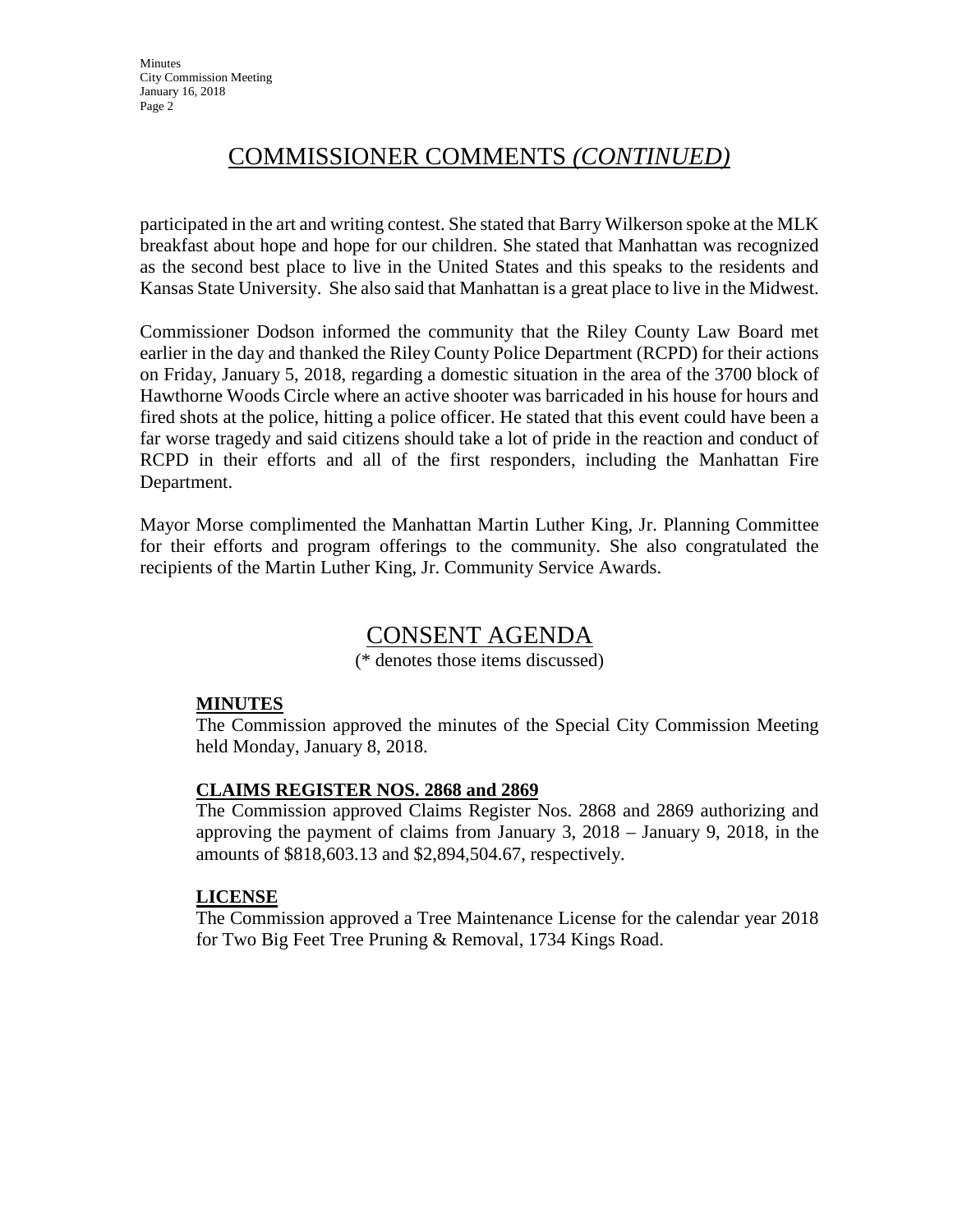## COMMISSIONER COMMENTS *(CONTINUED)*

participated in the art and writing contest. She stated that Barry Wilkerson spoke at the MLK breakfast about hope and hope for our children. She stated that Manhattan was recognized as the second best place to live in the United States and this speaks to the residents and Kansas State University. She also said that Manhattan is a great place to live in the Midwest.

Commissioner Dodson informed the community that the Riley County Law Board met earlier in the day and thanked the Riley County Police Department (RCPD) for their actions on Friday, January 5, 2018, regarding a domestic situation in the area of the 3700 block of Hawthorne Woods Circle where an active shooter was barricaded in his house for hours and fired shots at the police, hitting a police officer. He stated that this event could have been a far worse tragedy and said citizens should take a lot of pride in the reaction and conduct of RCPD in their efforts and all of the first responders, including the Manhattan Fire Department.

Mayor Morse complimented the Manhattan Martin Luther King, Jr. Planning Committee for their efforts and program offerings to the community. She also congratulated the recipients of the Martin Luther King, Jr. Community Service Awards.

## CONSENT AGENDA

(* denotes those items discussed)

**MINUTES**

The Commission approved the minutes of the Special City Commission Meeting held Monday, January 8, 2018.

**CLAIMS REGISTER NOS. 2868 and 2869**

The Commission approved Claims Register Nos. 2868 and 2869 authorizing and approving the payment of claims from January 3, 2018 – January 9, 2018, in the amounts of $818,603.13 and $2,894,504.67, respectively.

**LICENSE**

The Commission approved a Tree Maintenance License for the calendar year 2018 for Two Big Feet Tree Pruning & Removal, 1734 Kings Road.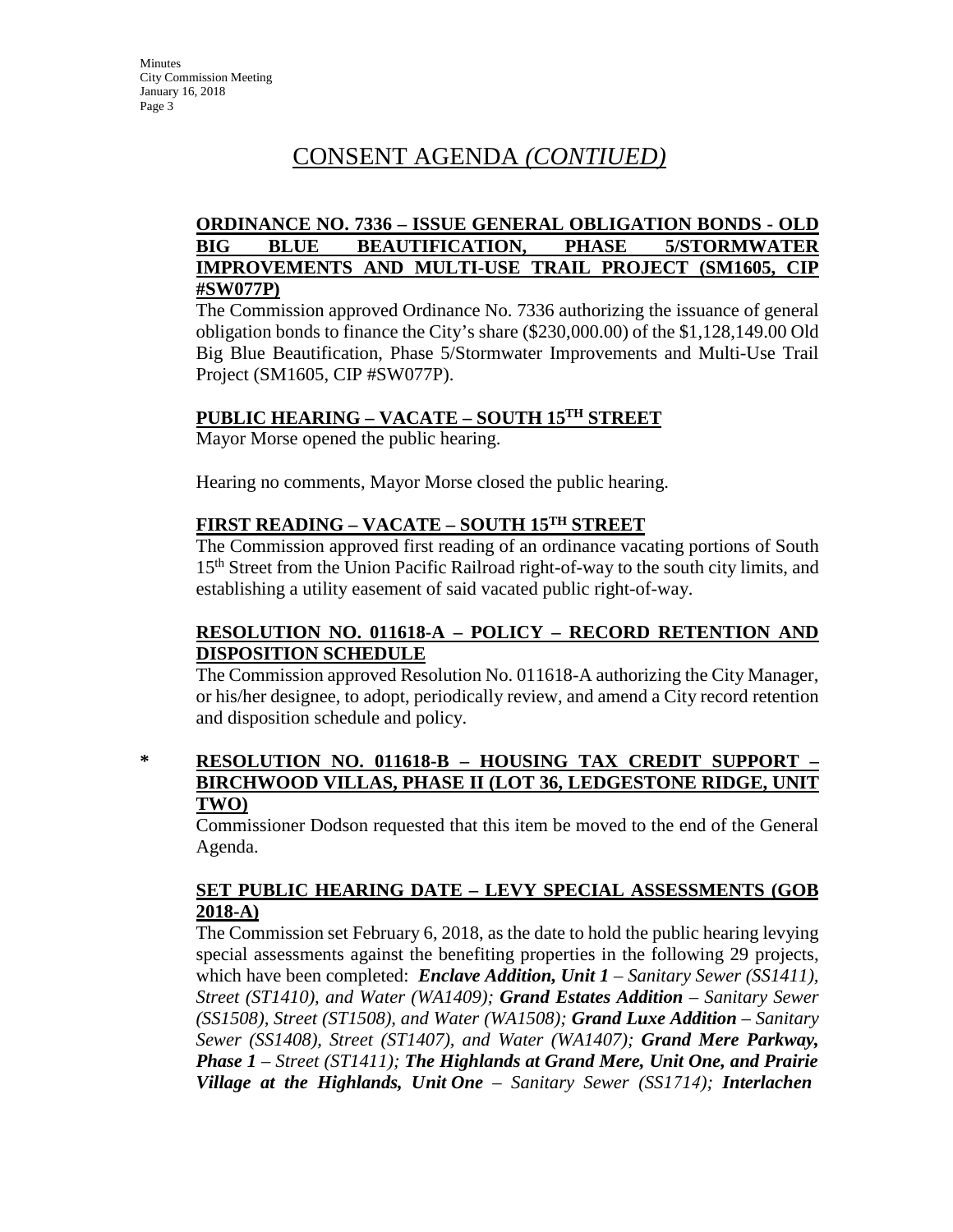# CONSENT AGENDA *(CONTIUED)*

**ORDINANCE NO. 7336 – ISSUE GENERAL OBLIGATION BONDS - OLD BIG BLUE BEAUTIFICATION, PHASE 5/STORMWATER IMPROVEMENTS AND MULTI-USE TRAIL PROJECT (SM1605, CIP #SW077P)**

The Commission approved Ordinance No. 7336 authorizing the issuance of general obligation bonds to finance the City's share ($230,000.00) of the $1,128,149.00 Old Big Blue Beautification, Phase 5/Stormwater Improvements and Multi-Use Trail Project (SM1605, CIP #SW077P).

**PUBLIC HEARING – VACATE – SOUTH 15TH STREET**

Mayor Morse opened the public hearing.

Hearing no comments, Mayor Morse closed the public hearing.

**FIRST READING – VACATE – SOUTH 15TH STREET**

The Commission approved first reading of an ordinance vacating portions of South 15th Street from the Union Pacific Railroad right-of-way to the south city limits, and establishing a utility easement of said vacated public right-of-way.

**RESOLUTION NO. 011618-A – POLICY – RECORD RETENTION AND DISPOSITION SCHEDULE**

The Commission approved Resolution No. 011618-A authorizing the City Manager, or his/her designee, to adopt, periodically review, and amend a City record retention and disposition schedule and policy.

\* **RESOLUTION NO. 011618-B – HOUSING TAX CREDIT SUPPORT – BIRCHWOOD VILLAS, PHASE II (LOT 36, LEDGESTONE RIDGE, UNIT TWO)**

Commissioner Dodson requested that this item be moved to the end of the General Agenda.

**SET PUBLIC HEARING DATE – LEVY SPECIAL ASSESSMENTS (GOB 2018-A)**

The Commission set February 6, 2018, as the date to hold the public hearing levying special assessments against the benefiting properties in the following 29 projects, which have been completed: ***Enclave Addition, Unit 1*** *– Sanitary Sewer (SS1411), Street (ST1410), and Water (WA1409);* ***Grand Estates Addition*** *– Sanitary Sewer (SS1508), Street (ST1508), and Water (WA1508);* ***Grand Luxe Addition*** *– Sanitary Sewer (SS1408), Street (ST1407), and Water (WA1407);* ***Grand Mere Parkway, Phase 1*** *– Street (ST1411);* ***The Highlands at Grand Mere, Unit One, and Prairie Village at the Highlands, Unit One*** *– Sanitary Sewer (SS1714);* ***Interlachen***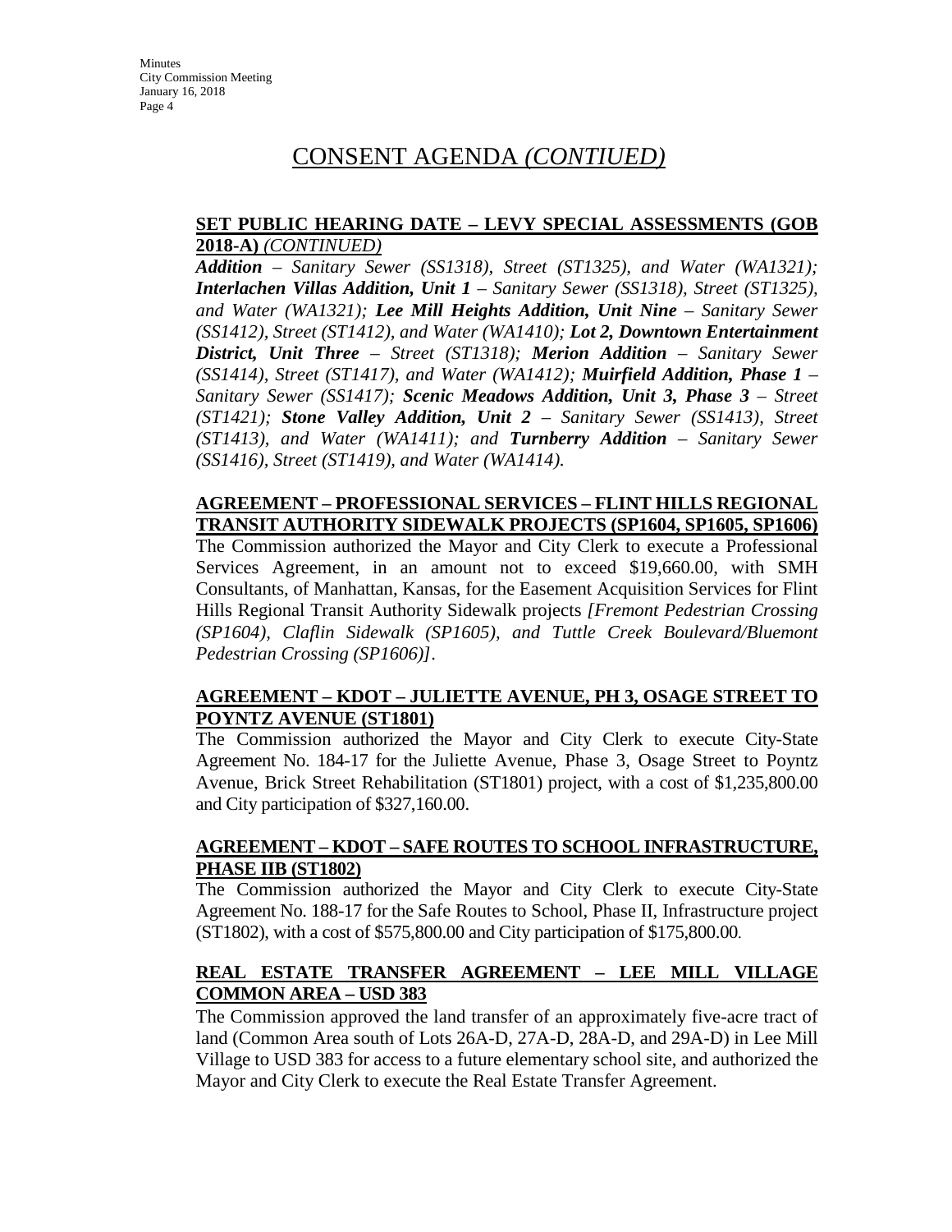# CONSENT AGENDA *(CONTIUED)*

**SET PUBLIC HEARING DATE – LEVY SPECIAL ASSESSMENTS (GOB 2018-A)** *(CONTINUED)*

***Addition*** *– Sanitary Sewer (SS1318), Street (ST1325), and Water (WA1321);* ***Interlachen Villas Addition, Unit 1*** *– Sanitary Sewer (SS1318), Street (ST1325), and Water (WA1321);* ***Lee Mill Heights Addition, Unit Nine*** *– Sanitary Sewer (SS1412), Street (ST1412), and Water (WA1410);* ***Lot 2, Downtown Entertainment District, Unit Three*** *– Street (ST1318);* ***Merion Addition*** *– Sanitary Sewer (SS1414), Street (ST1417), and Water (WA1412);* ***Muirfield Addition, Phase 1*** *– Sanitary Sewer (SS1417);* ***Scenic Meadows Addition, Unit 3, Phase 3*** *– Street (ST1421);* ***Stone Valley Addition, Unit 2*** *– Sanitary Sewer (SS1413), Street (ST1413), and Water (WA1411); and* ***Turnberry Addition*** *– Sanitary Sewer (SS1416), Street (ST1419), and Water (WA1414).*

**AGREEMENT – PROFESSIONAL SERVICES – FLINT HILLS REGIONAL TRANSIT AUTHORITY SIDEWALK PROJECTS (SP1604, SP1605, SP1606)**

The Commission authorized the Mayor and City Clerk to execute a Professional Services Agreement, in an amount not to exceed $19,660.00, with SMH Consultants, of Manhattan, Kansas, for the Easement Acquisition Services for Flint Hills Regional Transit Authority Sidewalk projects *[Fremont Pedestrian Crossing (SP1604), Claflin Sidewalk (SP1605), and Tuttle Creek Boulevard/Bluemont Pedestrian Crossing (SP1606)]*.

**AGREEMENT – KDOT – JULIETTE AVENUE, PH 3, OSAGE STREET TO POYNTZ AVENUE (ST1801)**

The Commission authorized the Mayor and City Clerk to execute City-State Agreement No. 184-17 for the Juliette Avenue, Phase 3, Osage Street to Poyntz Avenue, Brick Street Rehabilitation (ST1801) project, with a cost of $1,235,800.00 and City participation of $327,160.00.

**AGREEMENT – KDOT – SAFE ROUTES TO SCHOOL INFRASTRUCTURE, PHASE IIB (ST1802)**

The Commission authorized the Mayor and City Clerk to execute City-State Agreement No. 188-17 for the Safe Routes to School, Phase II, Infrastructure project (ST1802), with a cost of $575,800.00 and City participation of $175,800.00.

**REAL ESTATE TRANSFER AGREEMENT – LEE MILL VILLAGE COMMON AREA – USD 383**

The Commission approved the land transfer of an approximately five-acre tract of land (Common Area south of Lots 26A-D, 27A-D, 28A-D, and 29A-D) in Lee Mill Village to USD 383 for access to a future elementary school site, and authorized the Mayor and City Clerk to execute the Real Estate Transfer Agreement.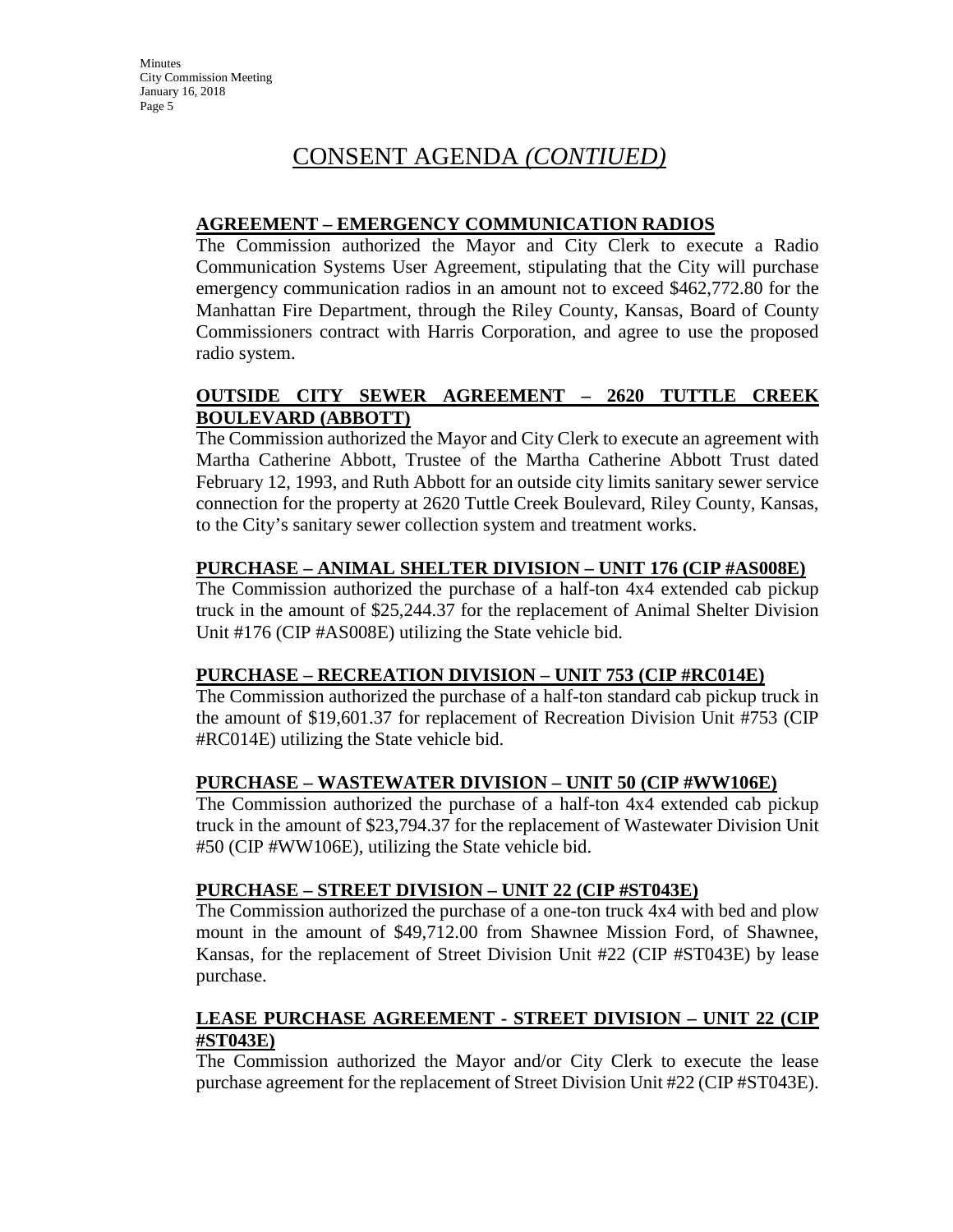# CONSENT AGENDA *(CONTIUED)*

**AGREEMENT – EMERGENCY COMMUNICATION RADIOS**

The Commission authorized the Mayor and City Clerk to execute a Radio Communication Systems User Agreement, stipulating that the City will purchase emergency communication radios in an amount not to exceed $462,772.80 for the Manhattan Fire Department, through the Riley County, Kansas, Board of County Commissioners contract with Harris Corporation, and agree to use the proposed radio system.

**OUTSIDE CITY SEWER AGREEMENT – 2620 TUTTLE CREEK BOULEVARD (ABBOTT)**

The Commission authorized the Mayor and City Clerk to execute an agreement with Martha Catherine Abbott, Trustee of the Martha Catherine Abbott Trust dated February 12, 1993, and Ruth Abbott for an outside city limits sanitary sewer service connection for the property at 2620 Tuttle Creek Boulevard, Riley County, Kansas, to the City's sanitary sewer collection system and treatment works.

**PURCHASE – ANIMAL SHELTER DIVISION – UNIT 176 (CIP #AS008E)**

The Commission authorized the purchase of a half-ton 4x4 extended cab pickup truck in the amount of $25,244.37 for the replacement of Animal Shelter Division Unit #176 (CIP #AS008E) utilizing the State vehicle bid.

**PURCHASE – RECREATION DIVISION – UNIT 753 (CIP #RC014E)**

The Commission authorized the purchase of a half-ton standard cab pickup truck in the amount of $19,601.37 for replacement of Recreation Division Unit #753 (CIP #RC014E) utilizing the State vehicle bid.

**PURCHASE – WASTEWATER DIVISION – UNIT 50 (CIP #WW106E)**

The Commission authorized the purchase of a half-ton 4x4 extended cab pickup truck in the amount of $23,794.37 for the replacement of Wastewater Division Unit #50 (CIP #WW106E), utilizing the State vehicle bid.

**PURCHASE – STREET DIVISION – UNIT 22 (CIP #ST043E)**

The Commission authorized the purchase of a one-ton truck 4x4 with bed and plow mount in the amount of $49,712.00 from Shawnee Mission Ford, of Shawnee, Kansas, for the replacement of Street Division Unit #22 (CIP #ST043E) by lease purchase.

**LEASE PURCHASE AGREEMENT - STREET DIVISION – UNIT 22 (CIP #ST043E)**

The Commission authorized the Mayor and/or City Clerk to execute the lease purchase agreement for the replacement of Street Division Unit #22 (CIP #ST043E).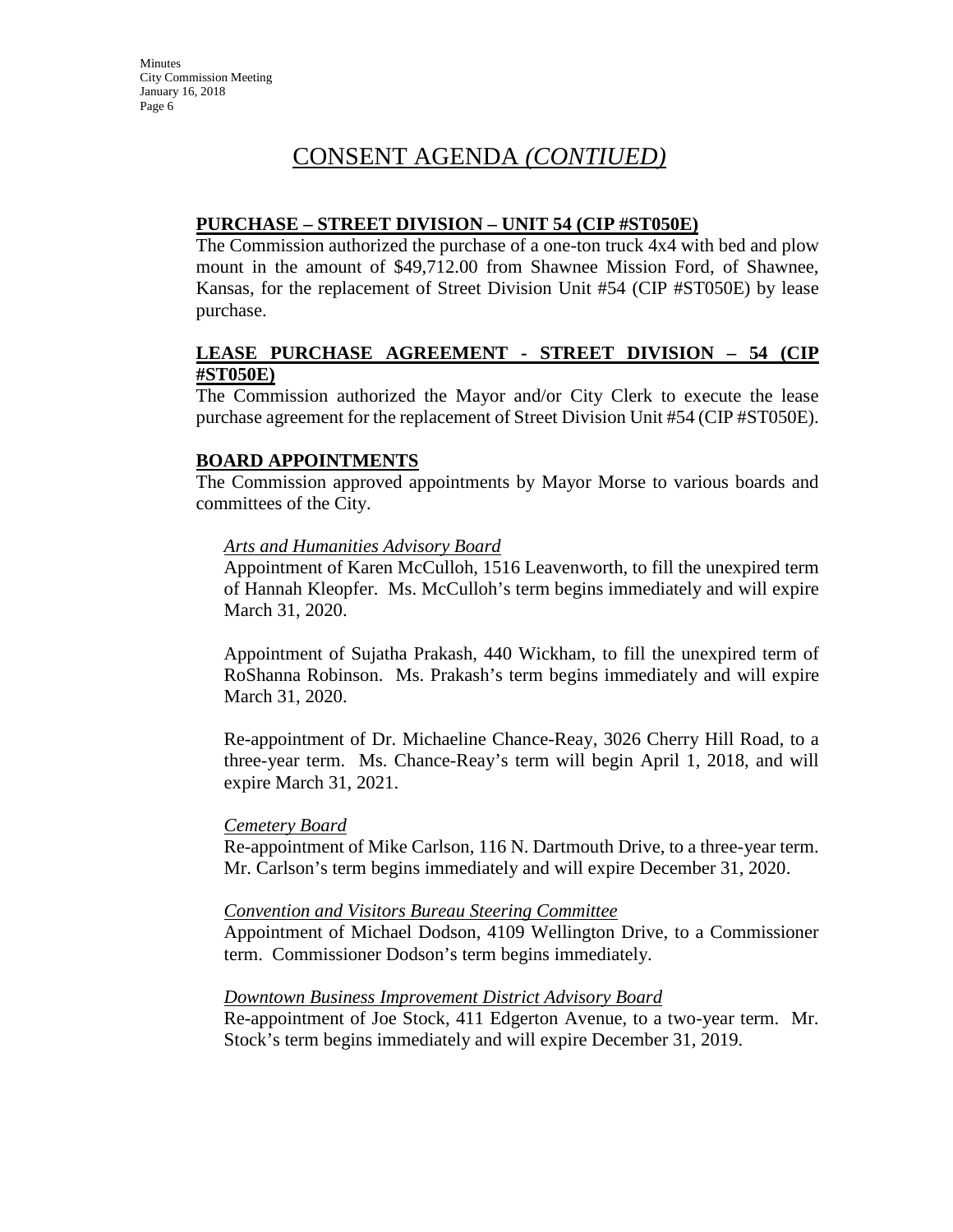# CONSENT AGENDA *(CONTIUED)*

**PURCHASE – STREET DIVISION – UNIT 54 (CIP #ST050E)**

The Commission authorized the purchase of a one-ton truck 4x4 with bed and plow mount in the amount of $49,712.00 from Shawnee Mission Ford, of Shawnee, Kansas, for the replacement of Street Division Unit #54 (CIP #ST050E) by lease purchase.

**LEASE PURCHASE AGREEMENT - STREET DIVISION – 54 (CIP #ST050E)**

The Commission authorized the Mayor and/or City Clerk to execute the lease purchase agreement for the replacement of Street Division Unit #54 (CIP #ST050E).

**BOARD APPOINTMENTS**

The Commission approved appointments by Mayor Morse to various boards and committees of the City.

*Arts and Humanities Advisory Board*

Appointment of Karen McCulloh, 1516 Leavenworth, to fill the unexpired term of Hannah Kleopfer. Ms. McCulloh's term begins immediately and will expire March 31, 2020.

Appointment of Sujatha Prakash, 440 Wickham, to fill the unexpired term of RoShanna Robinson. Ms. Prakash's term begins immediately and will expire March 31, 2020.

Re-appointment of Dr. Michaeline Chance-Reay, 3026 Cherry Hill Road, to a three-year term. Ms. Chance-Reay's term will begin April 1, 2018, and will expire March 31, 2021.

*Cemetery Board*

Re-appointment of Mike Carlson, 116 N. Dartmouth Drive, to a three-year term. Mr. Carlson's term begins immediately and will expire December 31, 2020.

*Convention and Visitors Bureau Steering Committee*

Appointment of Michael Dodson, 4109 Wellington Drive, to a Commissioner term. Commissioner Dodson's term begins immediately.

*Downtown Business Improvement District Advisory Board*

Re-appointment of Joe Stock, 411 Edgerton Avenue, to a two-year term. Mr. Stock's term begins immediately and will expire December 31, 2019.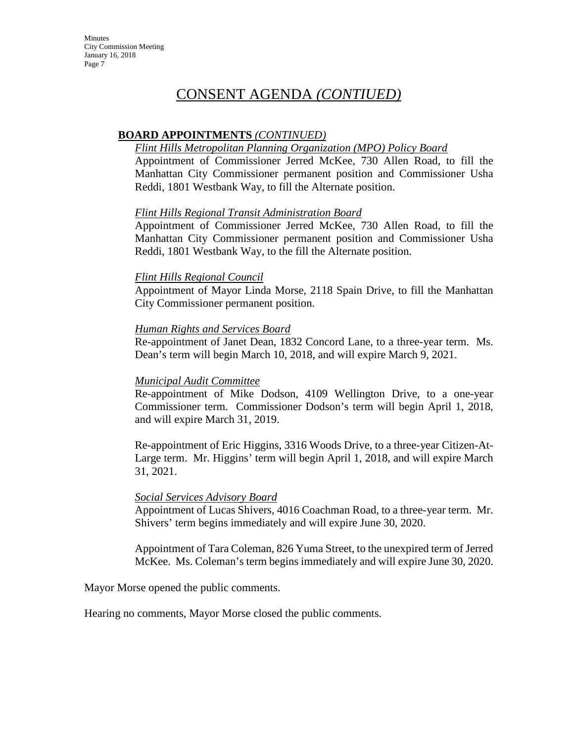# CONSENT AGENDA *(CONTIUED)*

**BOARD APPOINTMENTS** *(CONTINUED)*

*Flint Hills Metropolitan Planning Organization (MPO) Policy Board*

Appointment of Commissioner Jerred McKee, 730 Allen Road, to fill the Manhattan City Commissioner permanent position and Commissioner Usha Reddi, 1801 Westbank Way, to fill the Alternate position.

*Flint Hills Regional Transit Administration Board*

Appointment of Commissioner Jerred McKee, 730 Allen Road, to fill the Manhattan City Commissioner permanent position and Commissioner Usha Reddi, 1801 Westbank Way, to the fill the Alternate position.

*Flint Hills Regional Council*

Appointment of Mayor Linda Morse, 2118 Spain Drive, to fill the Manhattan City Commissioner permanent position.

*Human Rights and Services Board*

Re-appointment of Janet Dean, 1832 Concord Lane, to a three-year term. Ms. Dean's term will begin March 10, 2018, and will expire March 9, 2021.

*Municipal Audit Committee*

Re-appointment of Mike Dodson, 4109 Wellington Drive, to a one-year Commissioner term. Commissioner Dodson's term will begin April 1, 2018, and will expire March 31, 2019.

Re-appointment of Eric Higgins, 3316 Woods Drive, to a three-year Citizen-At-Large term. Mr. Higgins' term will begin April 1, 2018, and will expire March 31, 2021.

*Social Services Advisory Board*

Appointment of Lucas Shivers, 4016 Coachman Road, to a three-year term. Mr. Shivers' term begins immediately and will expire June 30, 2020.

Appointment of Tara Coleman, 826 Yuma Street, to the unexpired term of Jerred McKee. Ms. Coleman's term begins immediately and will expire June 30, 2020.

Mayor Morse opened the public comments.

Hearing no comments, Mayor Morse closed the public comments.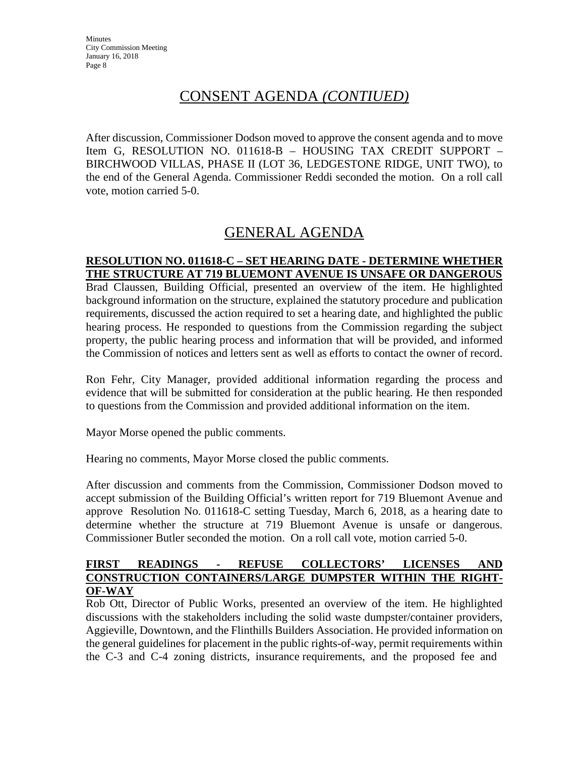## CONSENT AGENDA *(CONTIUED)*

After discussion, Commissioner Dodson moved to approve the consent agenda and to move Item G, RESOLUTION NO. 011618-B – HOUSING TAX CREDIT SUPPORT – BIRCHWOOD VILLAS, PHASE II (LOT 36, LEDGESTONE RIDGE, UNIT TWO), to the end of the General Agenda. Commissioner Reddi seconded the motion. On a roll call vote, motion carried 5-0.

## GENERAL AGENDA

**RESOLUTION NO. 011618-C – SET HEARING DATE - DETERMINE WHETHER THE STRUCTURE AT 719 BLUEMONT AVENUE IS UNSAFE OR DANGEROUS**

Brad Claussen, Building Official, presented an overview of the item. He highlighted background information on the structure, explained the statutory procedure and publication requirements, discussed the action required to set a hearing date, and highlighted the public hearing process. He responded to questions from the Commission regarding the subject property, the public hearing process and information that will be provided, and informed the Commission of notices and letters sent as well as efforts to contact the owner of record.

Ron Fehr, City Manager, provided additional information regarding the process and evidence that will be submitted for consideration at the public hearing. He then responded to questions from the Commission and provided additional information on the item.

Mayor Morse opened the public comments.

Hearing no comments, Mayor Morse closed the public comments.

After discussion and comments from the Commission, Commissioner Dodson moved to accept submission of the Building Official's written report for 719 Bluemont Avenue and approve Resolution No. 011618-C setting Tuesday, March 6, 2018, as a hearing date to determine whether the structure at 719 Bluemont Avenue is unsafe or dangerous. Commissioner Butler seconded the motion. On a roll call vote, motion carried 5-0.

**FIRST READINGS - REFUSE COLLECTORS' LICENSES AND CONSTRUCTION CONTAINERS/LARGE DUMPSTER WITHIN THE RIGHT-OF-WAY**

Rob Ott, Director of Public Works, presented an overview of the item. He highlighted discussions with the stakeholders including the solid waste dumpster/container providers, Aggieville, Downtown, and the Flinthills Builders Association. He provided information on the general guidelines for placement in the public rights-of-way, permit requirements within the C-3 and C-4 zoning districts, insurance requirements, and the proposed fee and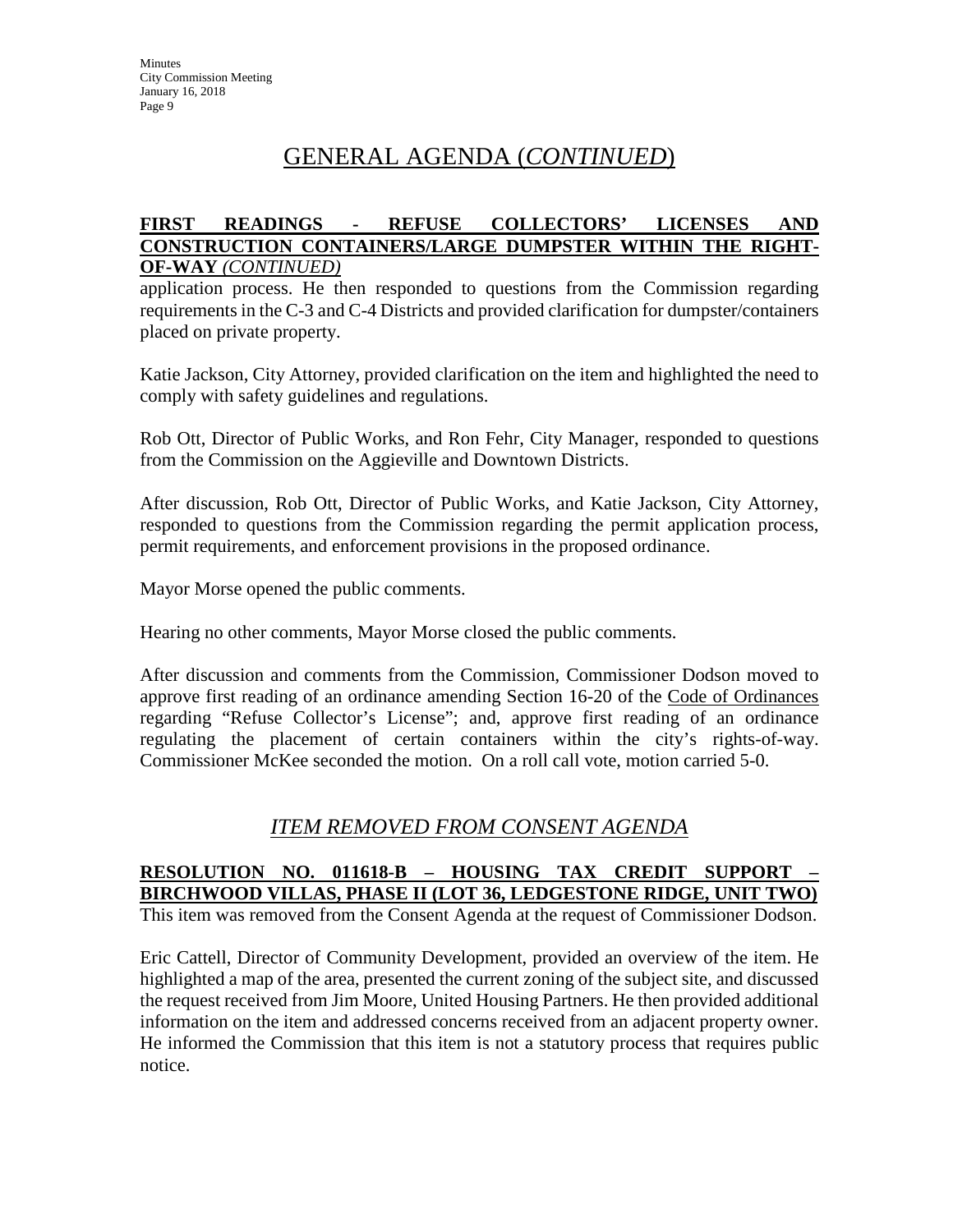# GENERAL AGENDA (*CONTINUED*)

**FIRST READINGS - REFUSE COLLECTORS' LICENSES AND CONSTRUCTION CONTAINERS/LARGE DUMPSTER WITHIN THE RIGHT-OF-WAY** ***(CONTINUED)***

application process. He then responded to questions from the Commission regarding requirements in the C-3 and C-4 Districts and provided clarification for dumpster/containers placed on private property.

Katie Jackson, City Attorney, provided clarification on the item and highlighted the need to comply with safety guidelines and regulations.

Rob Ott, Director of Public Works, and Ron Fehr, City Manager, responded to questions from the Commission on the Aggieville and Downtown Districts.

After discussion, Rob Ott, Director of Public Works, and Katie Jackson, City Attorney, responded to questions from the Commission regarding the permit application process, permit requirements, and enforcement provisions in the proposed ordinance.

Mayor Morse opened the public comments.

Hearing no other comments, Mayor Morse closed the public comments.

After discussion and comments from the Commission, Commissioner Dodson moved to approve first reading of an ordinance amending Section 16-20 of the Code of Ordinances regarding "Refuse Collector's License"; and, approve first reading of an ordinance regulating the placement of certain containers within the city's rights-of-way. Commissioner McKee seconded the motion. On a roll call vote, motion carried 5-0.

## *ITEM REMOVED FROM CONSENT AGENDA*

**RESOLUTION NO. 011618-B – HOUSING TAX CREDIT SUPPORT – BIRCHWOOD VILLAS, PHASE II (LOT 36, LEDGESTONE RIDGE, UNIT TWO)**

This item was removed from the Consent Agenda at the request of Commissioner Dodson.

Eric Cattell, Director of Community Development, provided an overview of the item. He highlighted a map of the area, presented the current zoning of the subject site, and discussed the request received from Jim Moore, United Housing Partners. He then provided additional information on the item and addressed concerns received from an adjacent property owner. He informed the Commission that this item is not a statutory process that requires public notice.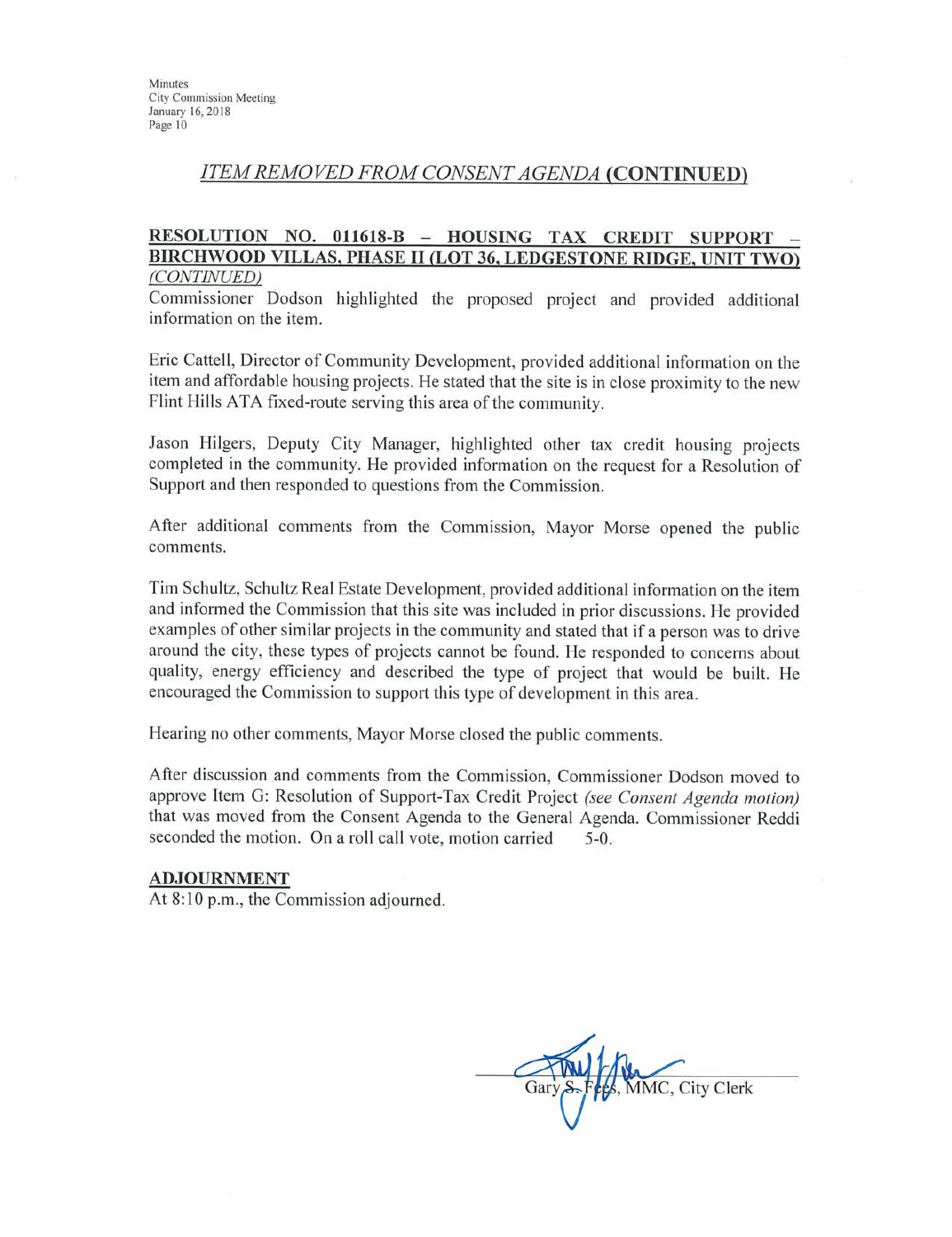## *ITEM REMOVED FROM CONSENT AGENDA* (CONTINUED)

**RESOLUTION NO. 011618-B – HOUSING TAX CREDIT SUPPORT – BIRCHWOOD VILLAS, PHASE II (LOT 36, LEDGESTONE RIDGE, UNIT TWO)** *(CONTINUED)*

Commissioner Dodson highlighted the proposed project and provided additional information on the item.

Eric Cattell, Director of Community Development, provided additional information on the item and affordable housing projects. He stated that the site is in close proximity to the new Flint Hills ATA fixed-route serving this area of the community.

Jason Hilgers, Deputy City Manager, highlighted other tax credit housing projects completed in the community. He provided information on the request for a Resolution of Support and then responded to questions from the Commission.

After additional comments from the Commission, Mayor Morse opened the public comments.

Tim Schultz, Schultz Real Estate Development, provided additional information on the item and informed the Commission that this site was included in prior discussions. He provided examples of other similar projects in the community and stated that if a person was to drive around the city, these types of projects cannot be found. He responded to concerns about quality, energy efficiency and described the type of project that would be built. He encouraged the Commission to support this type of development in this area.

Hearing no other comments, Mayor Morse closed the public comments.

After discussion and comments from the Commission, Commissioner Dodson moved to approve Item G: Resolution of Support-Tax Credit Project *(see Consent Agenda motion)* that was moved from the Consent Agenda to the General Agenda. Commissioner Reddi seconded the motion. On a roll call vote, motion carried 5-0.

**ADJOURNMENT**

At 8:10 p.m., the Commission adjourned.

Gary S. Fees, MMC, City Clerk